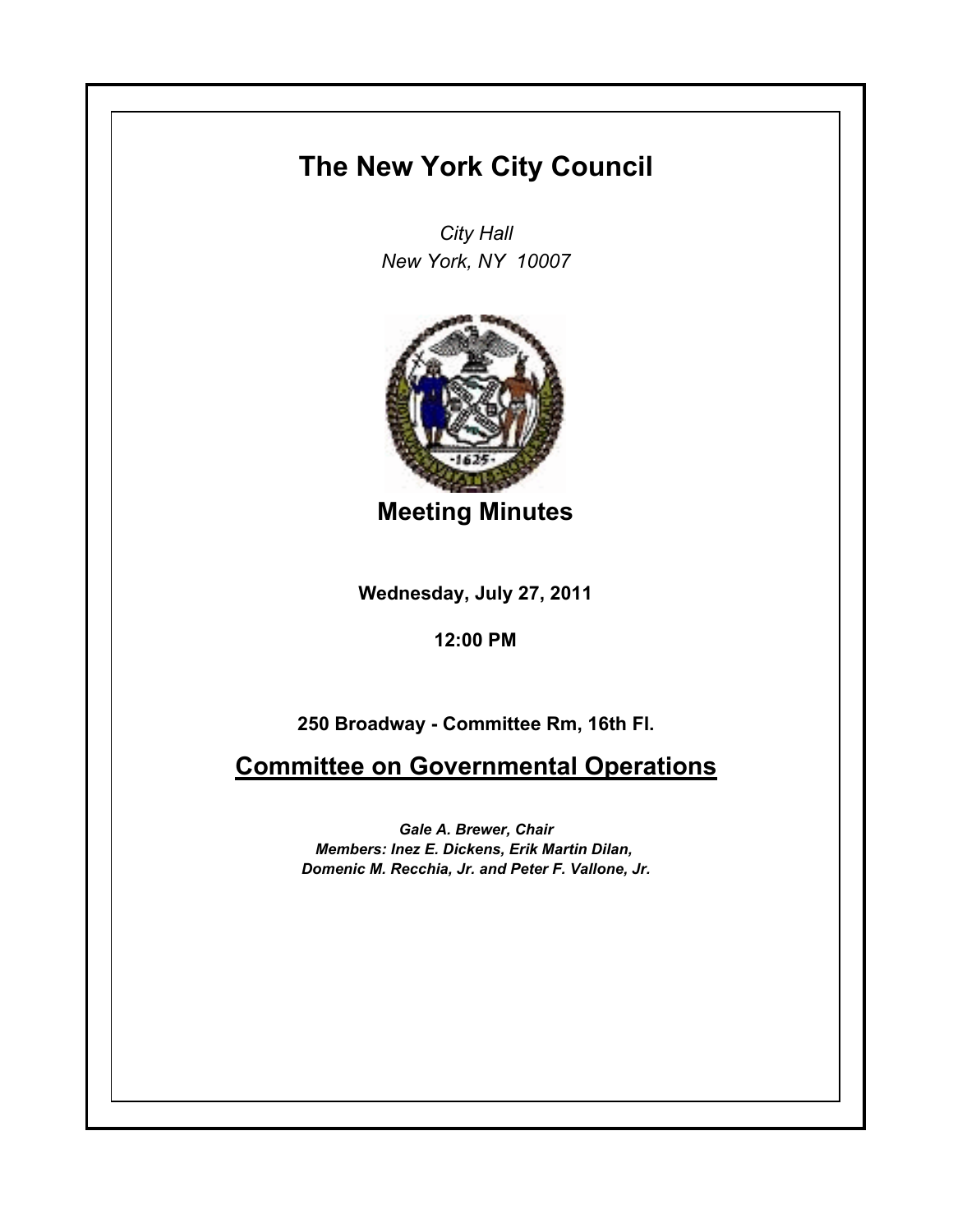# The New York City Council

*City Hall*
*New York, NY 10007*

## Meeting Minutes

**Wednesday, July 27, 2011**

**12:00 PM**

**250 Broadway - Committee Rm, 16th Fl.**

## Committee on Governmental Operations

***Gale A. Brewer, Chair***
***Members: Inez E. Dickens, Erik Martin Dilan, Domenic M. Recchia, Jr. and Peter F. Vallone, Jr.***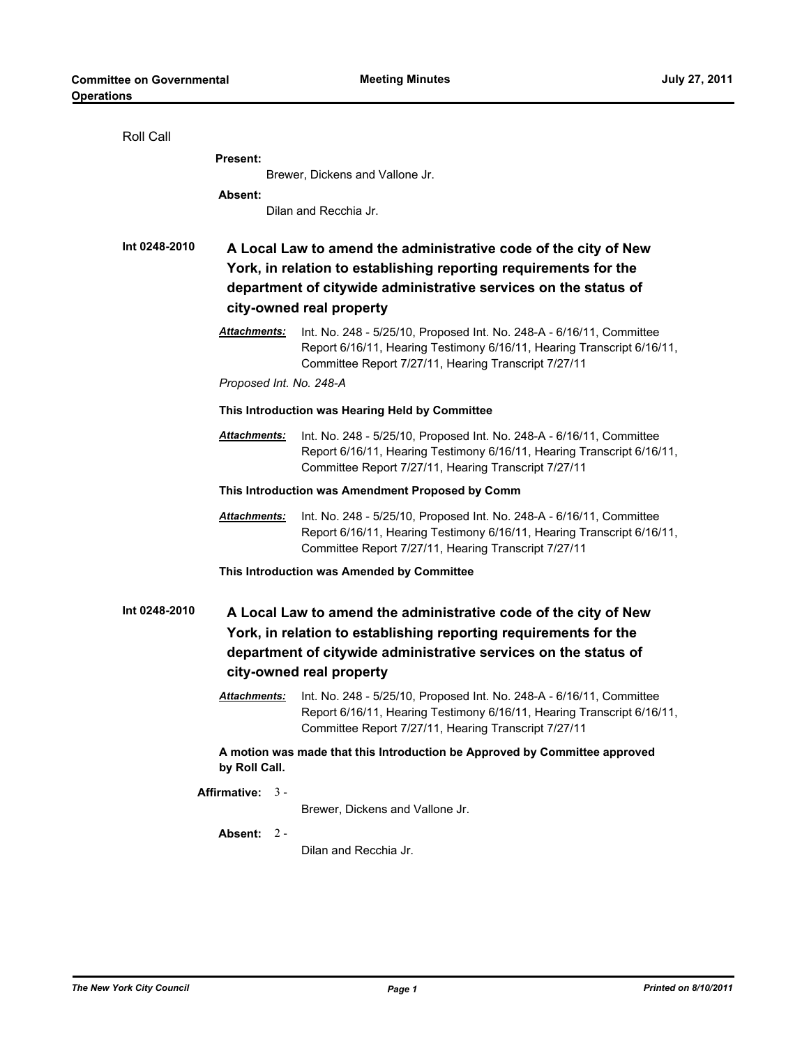Roll Call

**Present:**

Brewer, Dickens and Vallone Jr.

**Absent:**

Dilan and Recchia Jr.

**Int 0248-2010** **A Local Law to amend the administrative code of the city of New York, in relation to establishing reporting requirements for the department of citywide administrative services on the status of city-owned real property**

***Attachments:*** Int. No. 248 - 5/25/10, Proposed Int. No. 248-A - 6/16/11, Committee Report 6/16/11, Hearing Testimony 6/16/11, Hearing Transcript 6/16/11, Committee Report 7/27/11, Hearing Transcript 7/27/11

*Proposed Int. No. 248-A*

**This Introduction was Hearing Held by Committee**

***Attachments:*** Int. No. 248 - 5/25/10, Proposed Int. No. 248-A - 6/16/11, Committee Report 6/16/11, Hearing Testimony 6/16/11, Hearing Transcript 6/16/11, Committee Report 7/27/11, Hearing Transcript 7/27/11

**This Introduction was Amendment Proposed by Comm**

***Attachments:*** Int. No. 248 - 5/25/10, Proposed Int. No. 248-A - 6/16/11, Committee Report 6/16/11, Hearing Testimony 6/16/11, Hearing Transcript 6/16/11, Committee Report 7/27/11, Hearing Transcript 7/27/11

**This Introduction was Amended by Committee**

**Int 0248-2010** **A Local Law to amend the administrative code of the city of New York, in relation to establishing reporting requirements for the department of citywide administrative services on the status of city-owned real property**

***Attachments:*** Int. No. 248 - 5/25/10, Proposed Int. No. 248-A - 6/16/11, Committee Report 6/16/11, Hearing Testimony 6/16/11, Hearing Transcript 6/16/11, Committee Report 7/27/11, Hearing Transcript 7/27/11

**A motion was made that this Introduction be Approved by Committee approved by Roll Call.**

**Affirmative:** 3 -

Brewer, Dickens and Vallone Jr.

**Absent:** 2 -

Dilan and Recchia Jr.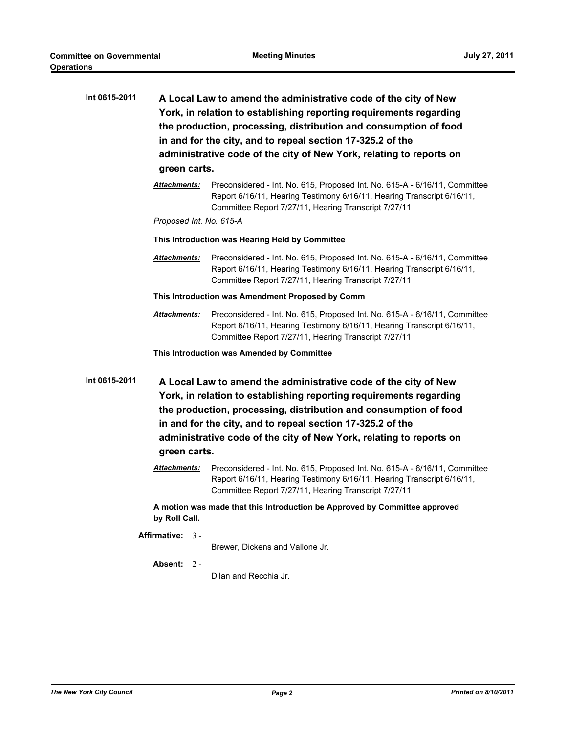**Int 0615-2011** **A Local Law to amend the administrative code of the city of New York, in relation to establishing reporting requirements regarding the production, processing, distribution and consumption of food in and for the city, and to repeal section 17-325.2 of the administrative code of the city of New York, relating to reports on green carts.**

***Attachments:*** Preconsidered - Int. No. 615, Proposed Int. No. 615-A - 6/16/11, Committee Report 6/16/11, Hearing Testimony 6/16/11, Hearing Transcript 6/16/11, Committee Report 7/27/11, Hearing Transcript 7/27/11

*Proposed Int. No. 615-A*

**This Introduction was Hearing Held by Committee**

***Attachments:*** Preconsidered - Int. No. 615, Proposed Int. No. 615-A - 6/16/11, Committee Report 6/16/11, Hearing Testimony 6/16/11, Hearing Transcript 6/16/11, Committee Report 7/27/11, Hearing Transcript 7/27/11

**This Introduction was Amendment Proposed by Comm**

***Attachments:*** Preconsidered - Int. No. 615, Proposed Int. No. 615-A - 6/16/11, Committee Report 6/16/11, Hearing Testimony 6/16/11, Hearing Transcript 6/16/11, Committee Report 7/27/11, Hearing Transcript 7/27/11

**This Introduction was Amended by Committee**

**Int 0615-2011** **A Local Law to amend the administrative code of the city of New York, in relation to establishing reporting requirements regarding the production, processing, distribution and consumption of food in and for the city, and to repeal section 17-325.2 of the administrative code of the city of New York, relating to reports on green carts.**

***Attachments:*** Preconsidered - Int. No. 615, Proposed Int. No. 615-A - 6/16/11, Committee Report 6/16/11, Hearing Testimony 6/16/11, Hearing Transcript 6/16/11, Committee Report 7/27/11, Hearing Transcript 7/27/11

**A motion was made that this Introduction be Approved by Committee approved by Roll Call.**

**Affirmative:** 3 - Brewer, Dickens and Vallone Jr.

**Absent:** 2 - Dilan and Recchia Jr.